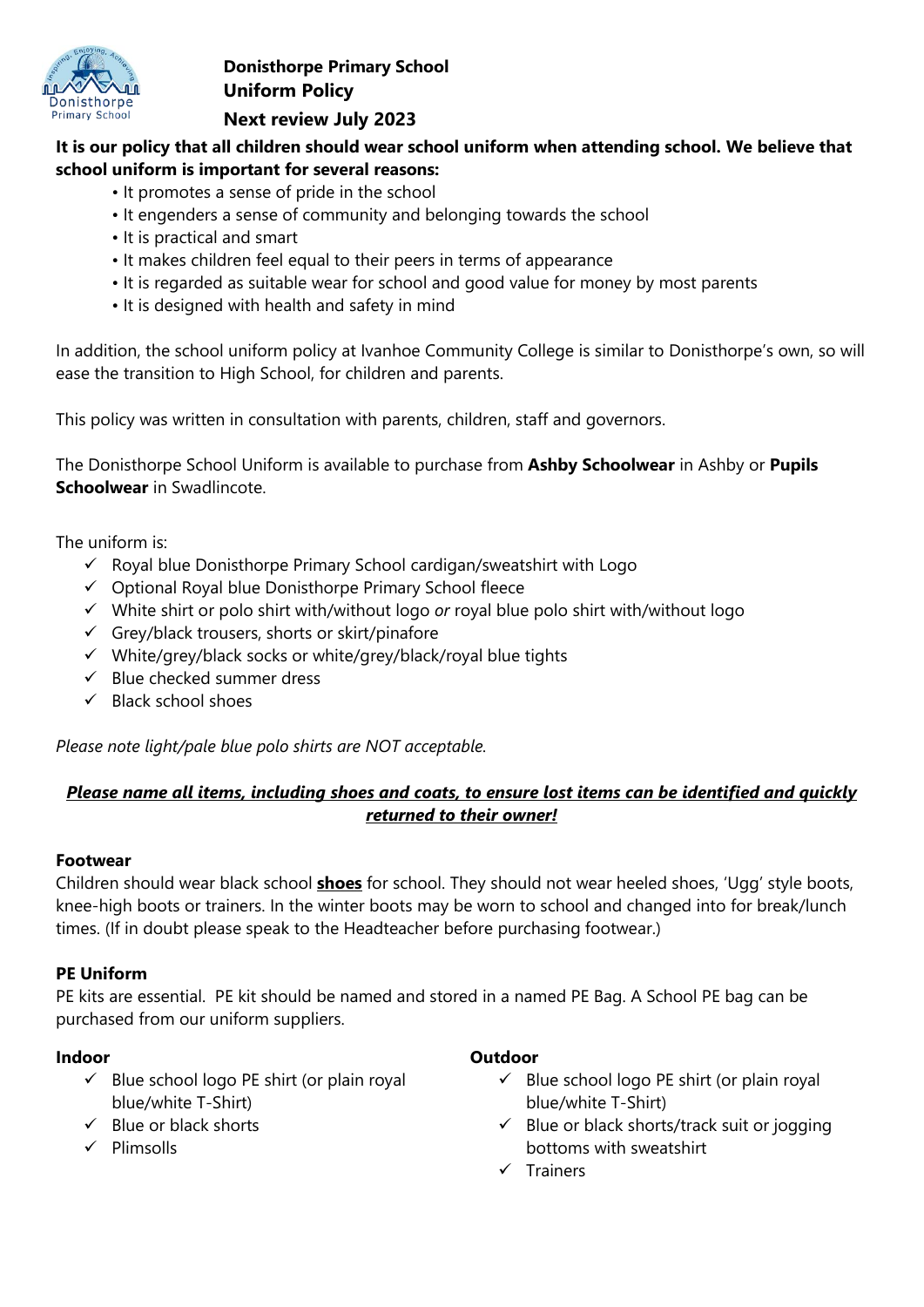# Donisthorpe Primary School
## Uniform Policy
### Next review July 2023

**It is our policy that all children should wear school uniform when attending school. We believe that school uniform is important for several reasons:**

- It promotes a sense of pride in the school
- It engenders a sense of community and belonging towards the school
- It is practical and smart
- It makes children feel equal to their peers in terms of appearance
- It is regarded as suitable wear for school and good value for money by most parents
- It is designed with health and safety in mind

In addition, the school uniform policy at Ivanhoe Community College is similar to Donisthorpe's own, so will ease the transition to High School, for children and parents.

This policy was written in consultation with parents, children, staff and governors.

The Donisthorpe School Uniform is available to purchase from **Ashby Schoolwear** in Ashby or **Pupils Schoolwear** in Swadlincote.

The uniform is:

- ✓ Royal blue Donisthorpe Primary School cardigan/sweatshirt with Logo
- ✓ Optional Royal blue Donisthorpe Primary School fleece
- ✓ White shirt or polo shirt with/without logo *or* royal blue polo shirt with/without logo
- ✓ Grey/black trousers, shorts or skirt/pinafore
- ✓ White/grey/black socks or white/grey/black/royal blue tights
- ✓ Blue checked summer dress
- ✓ Black school shoes

*Please note light/pale blue polo shirts are NOT acceptable.*

***Please name all items, including shoes and coats, to ensure lost items can be identified and quickly returned to their owner!***

**Footwear**

Children should wear black school **shoes** for school. They should not wear heeled shoes, 'Ugg' style boots, knee-high boots or trainers. In the winter boots may be worn to school and changed into for break/lunch times. (If in doubt please speak to the Headteacher before purchasing footwear.)

**PE Uniform**

PE kits are essential. PE kit should be named and stored in a named PE Bag. A School PE bag can be purchased from our uniform suppliers.

**Indoor**

- ✓ Blue school logo PE shirt (or plain royal blue/white T-Shirt)
- ✓ Blue or black shorts
- ✓ Plimsolls

**Outdoor**

- ✓ Blue school logo PE shirt (or plain royal blue/white T-Shirt)
- ✓ Blue or black shorts/track suit or jogging bottoms with sweatshirt
- ✓ Trainers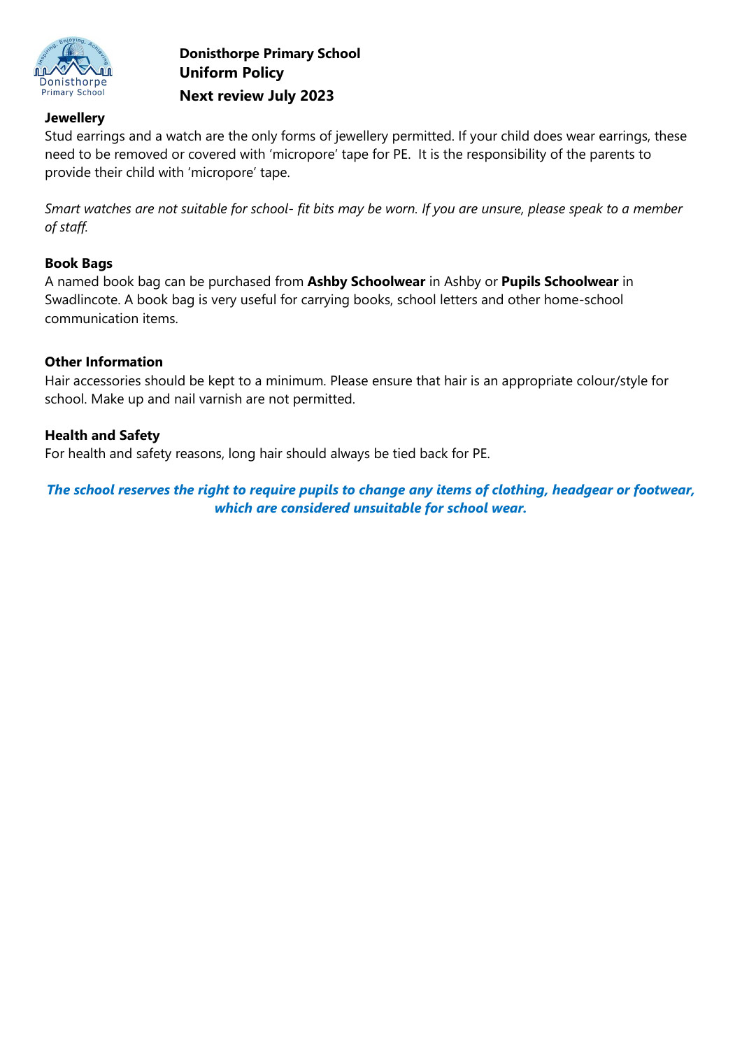**Donisthorpe Primary School**
**Uniform Policy**
**Next review July 2023**

**Jewellery**

Stud earrings and a watch are the only forms of jewellery permitted. If your child does wear earrings, these need to be removed or covered with 'micropore' tape for PE. It is the responsibility of the parents to provide their child with 'micropore' tape.

*Smart watches are not suitable for school- fit bits may be worn. If you are unsure, please speak to a member of staff.*

**Book Bags**

A named book bag can be purchased from **Ashby Schoolwear** in Ashby or **Pupils Schoolwear** in Swadlincote. A book bag is very useful for carrying books, school letters and other home-school communication items.

**Other Information**

Hair accessories should be kept to a minimum. Please ensure that hair is an appropriate colour/style for school. Make up and nail varnish are not permitted.

**Health and Safety**

For health and safety reasons, long hair should always be tied back for PE.

***The school reserves the right to require pupils to change any items of clothing, headgear or footwear, which are considered unsuitable for school wear.***